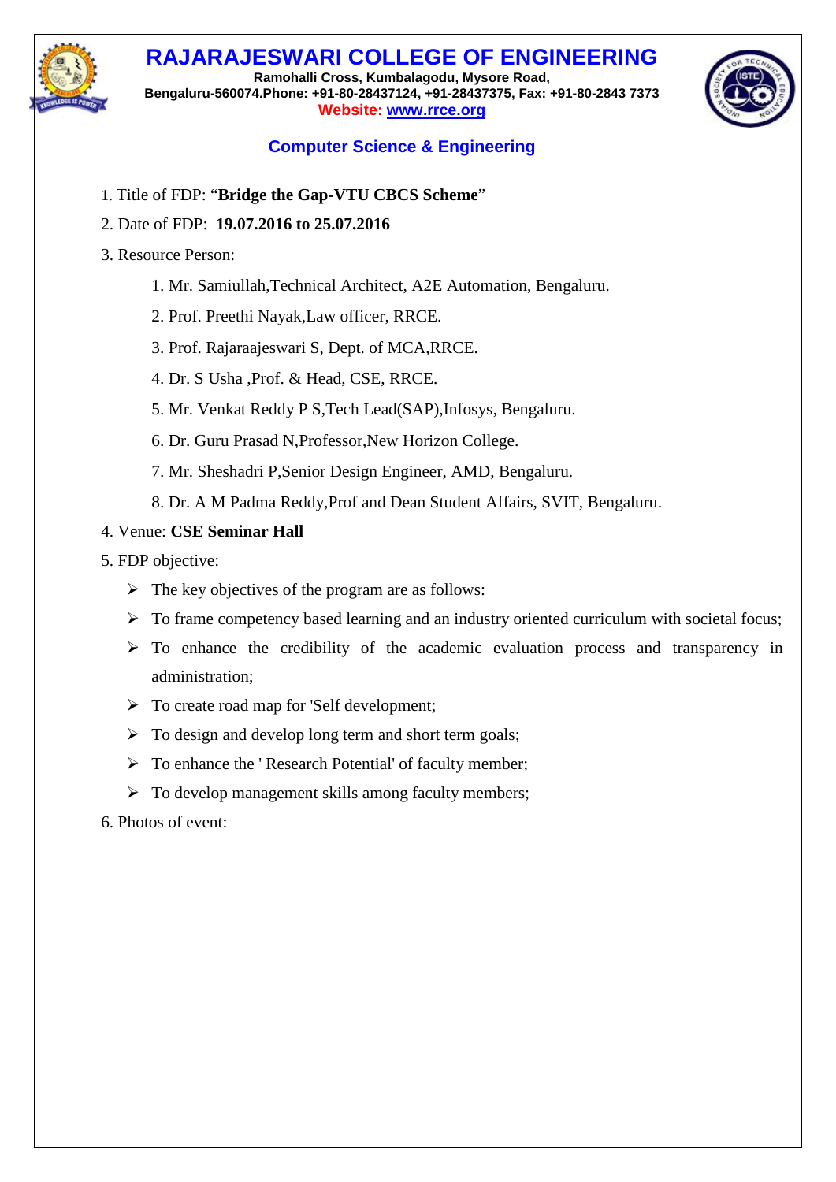# RAJARAJESWARI COLLEGE OF ENGINEERING

**Ramohalli Cross, Kumbalagodu, Mysore Road,**
**Bengaluru-560074.Phone: +91-80-28437124, +91-28437375, Fax: +91-80-2843 7373**
**Website: www.rrce.org**

## Computer Science & Engineering

1. Title of FDP: "**Bridge the Gap-VTU CBCS Scheme**"
2. Date of FDP: **19.07.2016 to 25.07.2016**
3. Resource Person:
    1. Mr. Samiullah,Technical Architect, A2E Automation, Bengaluru.
    2. Prof. Preethi Nayak,Law officer, RRCE.
    3. Prof. Rajaraajeswari S, Dept. of MCA,RRCE.
    4. Dr. S Usha ,Prof. & Head, CSE, RRCE.
    5. Mr. Venkat Reddy P S,Tech Lead(SAP),Infosys, Bengaluru.
    6. Dr. Guru Prasad N,Professor,New Horizon College.
    7. Mr. Sheshadri P,Senior Design Engineer, AMD, Bengaluru.
    8. Dr. A M Padma Reddy,Prof and Dean Student Affairs, SVIT, Bengaluru.
4. Venue: **CSE Seminar Hall**
5. FDP objective:
    - The key objectives of the program are as follows:
    - To frame competency based learning and an industry oriented curriculum with societal focus;
    - To enhance the credibility of the academic evaluation process and transparency in administration;
    - To create road map for 'Self development;
    - To design and develop long term and short term goals;
    - To enhance the ' Research Potential' of faculty member;
    - To develop management skills among faculty members;
6. Photos of event: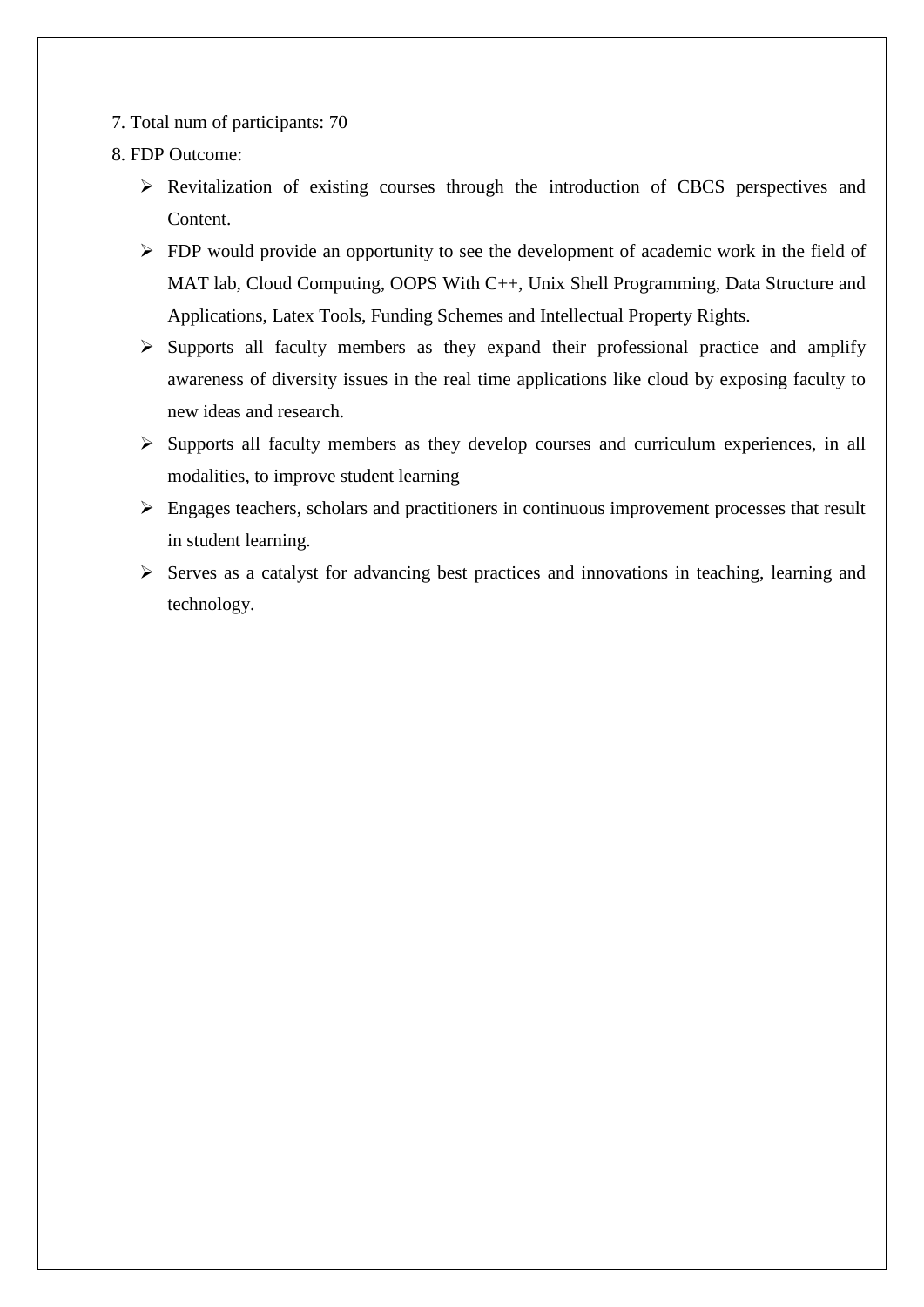7. Total num of participants: 70

8. FDP Outcome:

- Revitalization of existing courses through the introduction of CBCS perspectives and Content.
- FDP would provide an opportunity to see the development of academic work in the field of MAT lab, Cloud Computing, OOPS With C++, Unix Shell Programming, Data Structure and Applications, Latex Tools, Funding Schemes and Intellectual Property Rights.
- Supports all faculty members as they expand their professional practice and amplify awareness of diversity issues in the real time applications like cloud by exposing faculty to new ideas and research.
- Supports all faculty members as they develop courses and curriculum experiences, in all modalities, to improve student learning
- Engages teachers, scholars and practitioners in continuous improvement processes that result in student learning.
- Serves as a catalyst for advancing best practices and innovations in teaching, learning and technology.